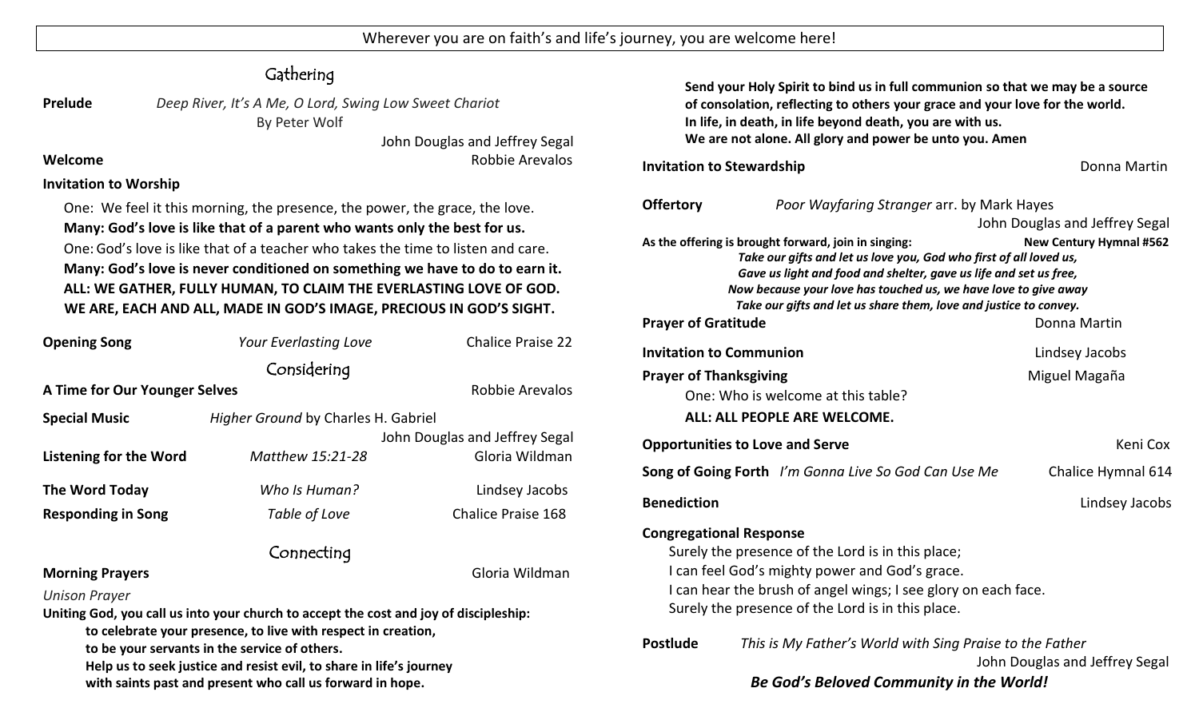Wherever you are on faith's and life's journey, you are welcome here!

## Gathering

**Prelude** *Deep River, It's A Me, O Lord, Swing Low Sweet Chariot*
By Peter Wolf
John Douglas and Jeffrey Segal

**Welcome** Robbie Arevalos

**Invitation to Worship**

One: We feel it this morning, the presence, the power, the grace, the love.
**Many: God's love is like that of a parent who wants only the best for us.**
One: God's love is like that of a teacher who takes the time to listen and care.
**Many: God's love is never conditioned on something we have to do to earn it.**
**ALL: WE GATHER, FULLY HUMAN, TO CLAIM THE EVERLASTING LOVE OF GOD.**
**WE ARE, EACH AND ALL, MADE IN GOD'S IMAGE, PRECIOUS IN GOD'S SIGHT.**

**Opening Song** *Your Everlasting Love* Chalice Praise 22

## Considering

**A Time for Our Younger Selves** Robbie Arevalos

**Special Music** *Higher Ground* by Charles H. Gabriel
John Douglas and Jeffrey Segal

**Listening for the Word** *Matthew 15:21-28* Gloria Wildman

**The Word Today** *Who Is Human?* Lindsey Jacobs

**Responding in Song** *Table of Love* Chalice Praise 168

## Connecting

**Morning Prayers** Gloria Wildman

*Unison Prayer*

**Uniting God, you call us into your church to accept the cost and joy of discipleship:**
**to celebrate your presence, to live with respect in creation,**
**to be your servants in the service of others.**
**Help us to seek justice and resist evil, to share in life's journey**
**with saints past and present who call us forward in hope.**
**Send your Holy Spirit to bind us in full communion so that we may be a source**
**of consolation, reflecting to others your grace and your love for the world.**
**In life, in death, in life beyond death, you are with us.**
**We are not alone. All glory and power be unto you. Amen**

**Invitation to Stewardship** Donna Martin

**Offertory** *Poor Wayfaring Stranger* arr. by Mark Hayes
John Douglas and Jeffrey Segal

**As the offering is brought forward, join in singing:** **New Century Hymnal #562**

*Take our gifts and let us love you, God who first of all loved us,*
*Gave us light and food and shelter, gave us life and set us free,*
*Now because your love has touched us, we have love to give away*
*Take our gifts and let us share them, love and justice to convey.*

**Prayer of Gratitude** Donna Martin

**Invitation to Communion** Lindsey Jacobs

**Prayer of Thanksgiving** Miguel Magaña

One: Who is welcome at this table?
**ALL: ALL PEOPLE ARE WELCOME.**

**Opportunities to Love and Serve** Keni Cox

**Song of Going Forth** *I'm Gonna Live So God Can Use Me* Chalice Hymnal 614

**Benediction** Lindsey Jacobs

**Congregational Response**

Surely the presence of the Lord is in this place;
I can feel God's mighty power and God's grace.
I can hear the brush of angel wings; I see glory on each face.
Surely the presence of the Lord is in this place.

**Postlude** *This is My Father's World with Sing Praise to the Father*
John Douglas and Jeffrey Segal

***Be God's Beloved Community in the World!***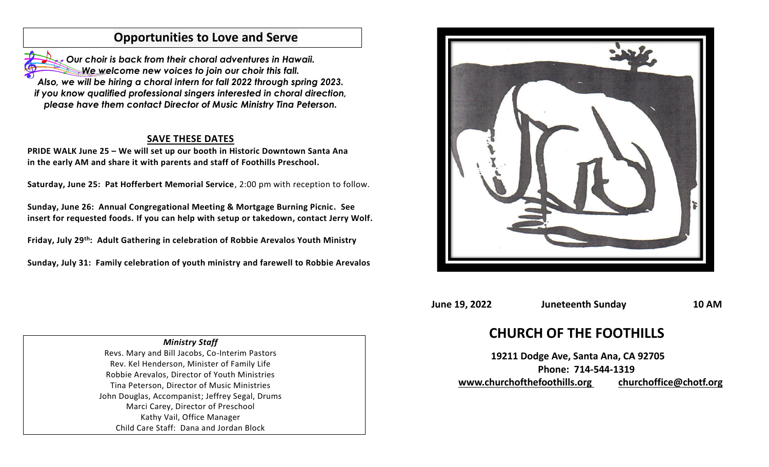## Opportunities to Love and Serve

***Our choir is back from their choral adventures in Hawaii.***
***We welcome new voices to join our choir this fall.***
***Also, we will be hiring a choral intern for fall 2022 through spring 2023.***
***if you know qualified professional singers interested in choral direction, please have them contact Director of Music Ministry Tina Peterson.***

### SAVE THESE DATES

**PRIDE WALK June 25 – We will set up our booth in Historic Downtown Santa Ana in the early AM and share it with parents and staff of Foothills Preschool.**

**Saturday, June 25: Pat Hofferbert Memorial Service**, 2:00 pm with reception to follow.

**Sunday, June 26: Annual Congregational Meeting & Mortgage Burning Picnic. See insert for requested foods. If you can help with setup or takedown, contact Jerry Wolf.**

**Friday, July 29th: Adult Gathering in celebration of Robbie Arevalos Youth Ministry**

**Sunday, July 31: Family celebration of youth ministry and farewell to Robbie Arevalos**

***Ministry Staff***

Revs. Mary and Bill Jacobs, Co-Interim Pastors
Rev. Kel Henderson, Minister of Family Life
Robbie Arevalos, Director of Youth Ministries
Tina Peterson, Director of Music Ministries
John Douglas, Accompanist; Jeffrey Segal, Drums
Marci Carey, Director of Preschool
Kathy Vail, Office Manager
Child Care Staff: Dana and Jordan Block

**June 19, 2022 Juneteenth Sunday 10 AM**

# CHURCH OF THE FOOTHILLS

**19211 Dodge Ave, Santa Ana, CA 92705**
**Phone: 714-544-1319**
**www.churchofthefoothills.org churchoffice@chotf.org**